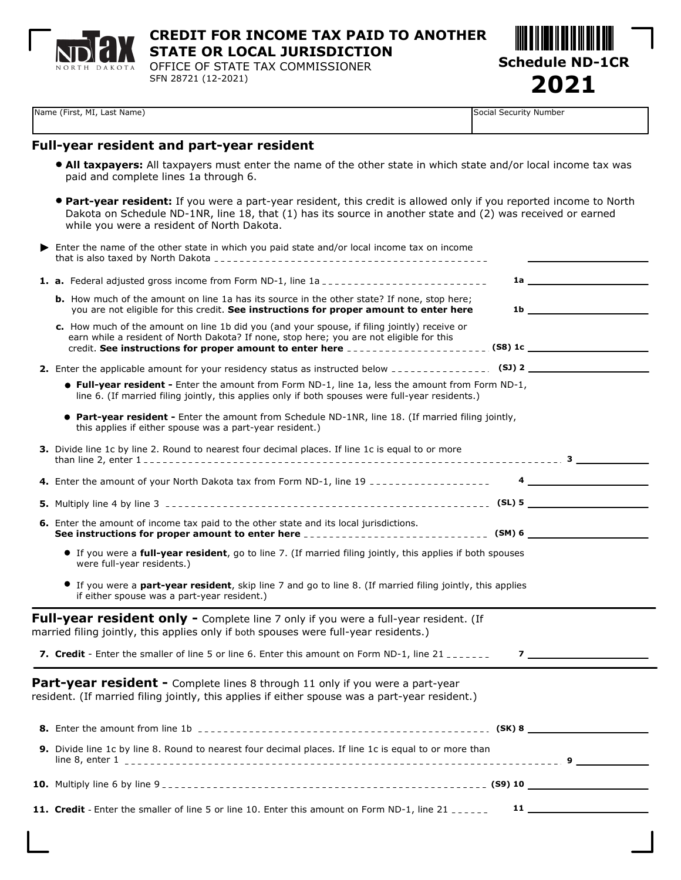# CREDIT FOR INCOME TAX PAID TO ANOTHER STATE OR LOCAL JURISDICTION

OFFICE OF STATE TAX COMMISSIONER
SFN 28721 (12-2021)

**Schedule ND-1CR**
**2021**

| Name (First, MI, Last Name) | Social Security Number |
|---|---|
| | |

## Full-year resident and part-year resident

- **All taxpayers:** All taxpayers must enter the name of the other state in which state and/or local income tax was paid and complete lines 1a through 6.
- **Part-year resident:** If you were a part-year resident, this credit is allowed only if you reported income to North Dakota on Schedule ND-1NR, line 18, that (1) has its source in another state and (2) was received or earned while you were a resident of North Dakota.

▶ Enter the name of the other state in which you paid state and/or local income tax on income that is also taxed by North Dakota ______

**1. a.** Federal adjusted gross income from Form ND-1, line 1a ______ **1a** ______

**b.** How much of the amount on line 1a has its source in the other state? If none, stop here; you are not eligible for this credit. **See instructions for proper amount to enter here** **1b** ______

**c.** How much of the amount on line 1b did you (and your spouse, if filing jointly) receive or earn while a resident of North Dakota? If none, stop here; you are not eligible for this credit. **See instructions for proper amount to enter here** ______ **(S8) 1c** ______

**2.** Enter the applicable amount for your residency status as instructed below ______ **(SJ) 2** ______

- **Full-year resident -** Enter the amount from Form ND-1, line 1a, less the amount from Form ND-1, line 6. (If married filing jointly, this applies only if both spouses were full-year residents.)
- **Part-year resident -** Enter the amount from Schedule ND-1NR, line 18. (If married filing jointly, this applies if either spouse was a part-year resident.)

**3.** Divide line 1c by line 2. Round to nearest four decimal places. If line 1c is equal to or more than line 2, enter 1 ______ **3** ______

**4.** Enter the amount of your North Dakota tax from Form ND-1, line 19 ______ **4** ______

**5.** Multiply line 4 by line 3 ______ **(SL) 5** ______

**6.** Enter the amount of income tax paid to the other state and its local jurisdictions. **See instructions for proper amount to enter here** ______ **(SM) 6** ______

- If you were a **full-year resident**, go to line 7. (If married filing jointly, this applies if both spouses were full-year residents.)
- If you were a **part-year resident**, skip line 7 and go to line 8. (If married filing jointly, this applies if either spouse was a part-year resident.)

## Full-year resident only - Complete line 7 only if you were a full-year resident. (If married filing jointly, this applies only if both spouses were full-year residents.)

**7. Credit** - Enter the smaller of line 5 or line 6. Enter this amount on Form ND-1, line 21 ______ **7** ______

## Part-year resident - Complete lines 8 through 11 only if you were a part-year resident. (If married filing jointly, this applies if either spouse was a part-year resident.)

**8.** Enter the amount from line 1b ______ **(SK) 8** ______

**9.** Divide line 1c by line 8. Round to nearest four decimal places. If line 1c is equal to or more than line 8, enter 1 ______ **9** ______

**10.** Multiply line 6 by line 9 ______ **(S9) 10** ______

**11. Credit** - Enter the smaller of line 5 or line 10. Enter this amount on Form ND-1, line 21 ______ **11** ______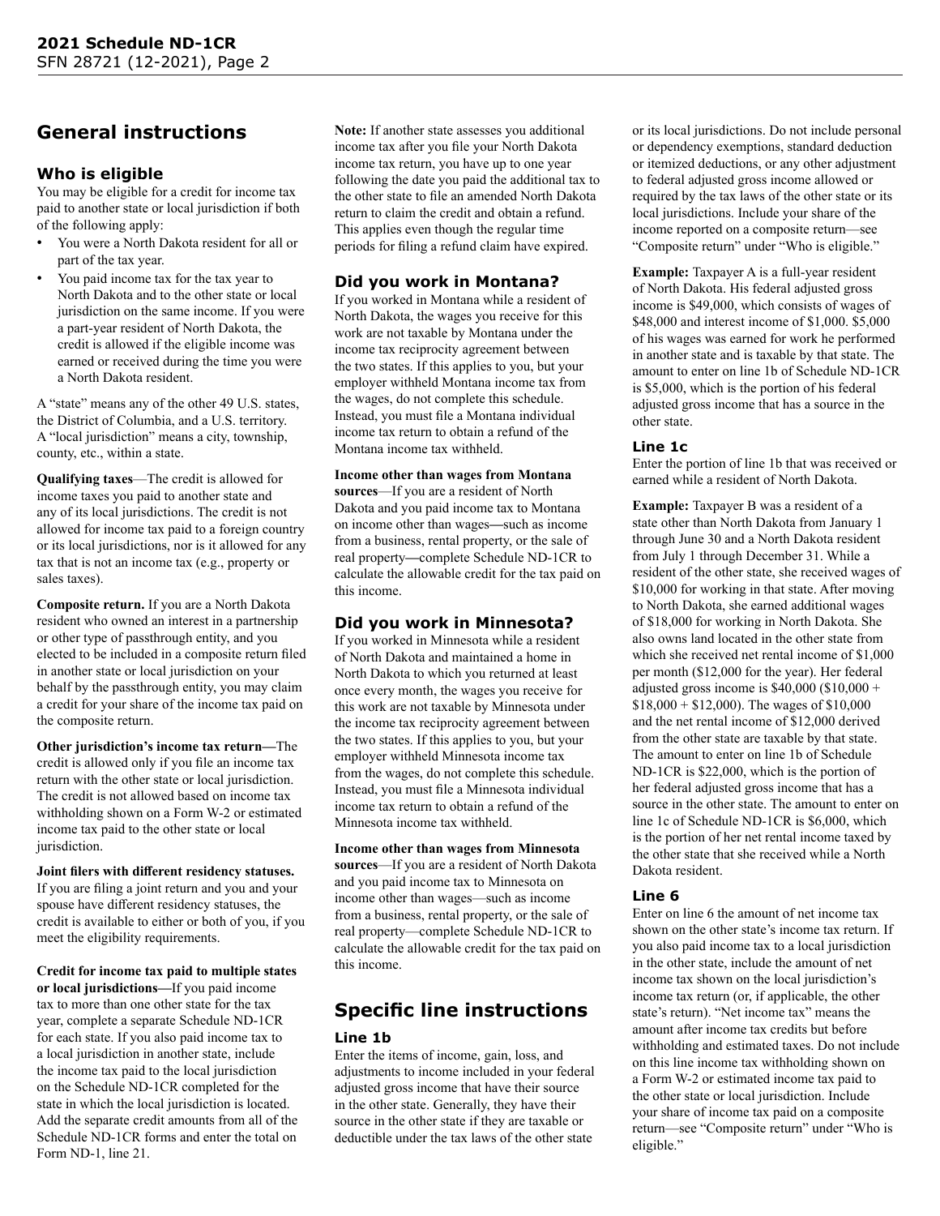# General instructions

## Who is eligible

You may be eligible for a credit for income tax paid to another state or local jurisdiction if both of the following apply:

- You were a North Dakota resident for all or part of the tax year.
- You paid income tax for the tax year to North Dakota and to the other state or local jurisdiction on the same income. If you were a part-year resident of North Dakota, the credit is allowed if the eligible income was earned or received during the time you were a North Dakota resident.

A "state" means any of the other 49 U.S. states, the District of Columbia, and a U.S. territory. A "local jurisdiction" means a city, township, county, etc., within a state.

**Qualifying taxes**—The credit is allowed for income taxes you paid to another state and any of its local jurisdictions. The credit is not allowed for income tax paid to a foreign country or its local jurisdictions, nor is it allowed for any tax that is not an income tax (e.g., property or sales taxes).

**Composite return.** If you are a North Dakota resident who owned an interest in a partnership or other type of passthrough entity, and you elected to be included in a composite return filed in another state or local jurisdiction on your behalf by the passthrough entity, you may claim a credit for your share of the income tax paid on the composite return.

**Other jurisdiction's income tax return—**The credit is allowed only if you file an income tax return with the other state or local jurisdiction. The credit is not allowed based on income tax withholding shown on a Form W-2 or estimated income tax paid to the other state or local jurisdiction.

**Joint filers with different residency statuses.** If you are filing a joint return and you and your spouse have different residency statuses, the credit is available to either or both of you, if you meet the eligibility requirements.

**Credit for income tax paid to multiple states or local jurisdictions—**If you paid income tax to more than one other state for the tax year, complete a separate Schedule ND-1CR for each state. If you also paid income tax to a local jurisdiction in another state, include the income tax paid to the local jurisdiction on the Schedule ND-1CR completed for the state in which the local jurisdiction is located. Add the separate credit amounts from all of the Schedule ND-1CR forms and enter the total on Form ND-1, line 21.

**Note:** If another state assesses you additional income tax after you file your North Dakota income tax return, you have up to one year following the date you paid the additional tax to the other state to file an amended North Dakota return to claim the credit and obtain a refund. This applies even though the regular time periods for filing a refund claim have expired.

## Did you work in Montana?

If you worked in Montana while a resident of North Dakota, the wages you receive for this work are not taxable by Montana under the income tax reciprocity agreement between the two states. If this applies to you, but your employer withheld Montana income tax from the wages, do not complete this schedule. Instead, you must file a Montana individual income tax return to obtain a refund of the Montana income tax withheld.

**Income other than wages from Montana sources**—If you are a resident of North Dakota and you paid income tax to Montana on income other than wages—such as income from a business, rental property, or the sale of real property—complete Schedule ND-1CR to calculate the allowable credit for the tax paid on this income.

## Did you work in Minnesota?

If you worked in Minnesota while a resident of North Dakota and maintained a home in North Dakota to which you returned at least once every month, the wages you receive for this work are not taxable by Minnesota under the income tax reciprocity agreement between the two states. If this applies to you, but your employer withheld Minnesota income tax from the wages, do not complete this schedule. Instead, you must file a Minnesota individual income tax return to obtain a refund of the Minnesota income tax withheld.

**Income other than wages from Minnesota sources**—If you are a resident of North Dakota and you paid income tax to Minnesota on income other than wages—such as income from a business, rental property, or the sale of real property—complete Schedule ND-1CR to calculate the allowable credit for the tax paid on this income.

# Specific line instructions

### Line 1b

Enter the items of income, gain, loss, and adjustments to income included in your federal adjusted gross income that have their source in the other state. Generally, they have their source in the other state if they are taxable or deductible under the tax laws of the other state or its local jurisdictions. Do not include personal or dependency exemptions, standard deduction or itemized deductions, or any other adjustment to federal adjusted gross income allowed or required by the tax laws of the other state or its local jurisdictions. Include your share of the income reported on a composite return—see "Composite return" under "Who is eligible."

**Example:** Taxpayer A is a full-year resident of North Dakota. His federal adjusted gross income is $49,000, which consists of wages of $48,000 and interest income of $1,000. $5,000 of his wages was earned for work he performed in another state and is taxable by that state. The amount to enter on line 1b of Schedule ND-1CR is $5,000, which is the portion of his federal adjusted gross income that has a source in the other state.

### Line 1c

Enter the portion of line 1b that was received or earned while a resident of North Dakota.

**Example:** Taxpayer B was a resident of a state other than North Dakota from January 1 through June 30 and a North Dakota resident from July 1 through December 31. While a resident of the other state, she received wages of $10,000 for working in that state. After moving to North Dakota, she earned additional wages of $18,000 for working in North Dakota. She also owns land located in the other state from which she received net rental income of $1,000 per month ($12,000 for the year). Her federal adjusted gross income is $40,000 ($10,000 + $18,000 + $12,000). The wages of $10,000 and the net rental income of $12,000 derived from the other state are taxable by that state. The amount to enter on line 1b of Schedule ND-1CR is $22,000, which is the portion of her federal adjusted gross income that has a source in the other state. The amount to enter on line 1c of Schedule ND-1CR is $6,000, which is the portion of her net rental income taxed by the other state that she received while a North Dakota resident.

### Line 6

Enter on line 6 the amount of net income tax shown on the other state's income tax return. If you also paid income tax to a local jurisdiction in the other state, include the amount of net income tax shown on the local jurisdiction's income tax return (or, if applicable, the other state's return). "Net income tax" means the amount after income tax credits but before withholding and estimated taxes. Do not include on this line income tax withholding shown on a Form W-2 or estimated income tax paid to the other state or local jurisdiction. Include your share of income tax paid on a composite return—see "Composite return" under "Who is eligible."